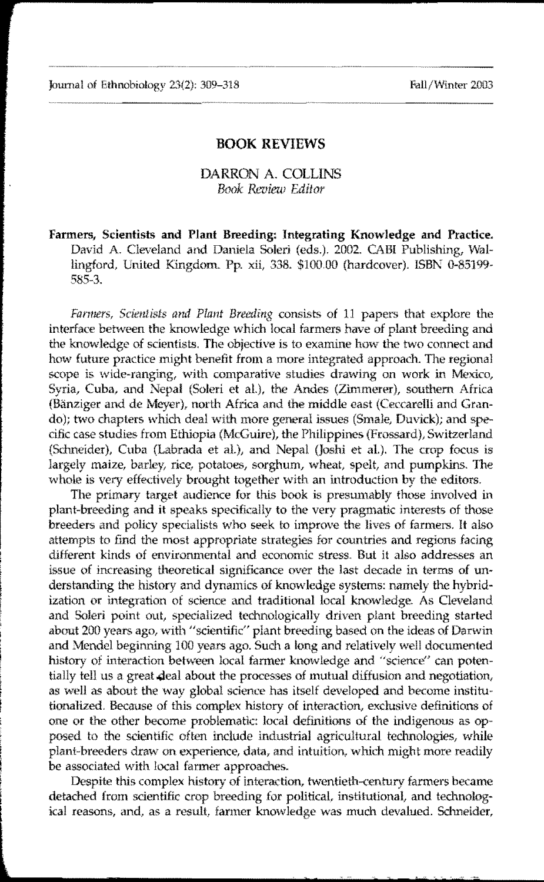## BOOK REVIEWS

DARRON A. COLLINS
*Book Review Editor*

**Farmers, Scientists and Plant Breeding: Integrating Knowledge and Practice.** David A. Cleveland and Daniela Soleri (eds.). 2002. CABI Publishing, Wallingford, United Kingdom. Pp. xii, 338. $100.00 (hardcover). ISBN 0-85199-585-3.

*Farmers, Scientists and Plant Breeding* consists of 11 papers that explore the interface between the knowledge which local farmers have of plant breeding and the knowledge of scientists. The objective is to examine how the two connect and how future practice might benefit from a more integrated approach. The regional scope is wide-ranging, with comparative studies drawing on work in Mexico, Syria, Cuba, and Nepal (Soleri et al.), the Andes (Zimmerer), southern Africa (Bänziger and de Meyer), north Africa and the middle east (Ceccarelli and Grando); two chapters which deal with more general issues (Smale, Duvick); and specific case studies from Ethiopia (McGuire), the Philippines (Frossard), Switzerland (Schneider), Cuba (Labrada et al.), and Nepal (Joshi et al.). The crop focus is largely maize, barley, rice, potatoes, sorghum, wheat, spelt, and pumpkins. The whole is very effectively brought together with an introduction by the editors.

The primary target audience for this book is presumably those involved in plant-breeding and it speaks specifically to the very pragmatic interests of those breeders and policy specialists who seek to improve the lives of farmers. It also attempts to find the most appropriate strategies for countries and regions facing different kinds of environmental and economic stress. But it also addresses an issue of increasing theoretical significance over the last decade in terms of understanding the history and dynamics of knowledge systems: namely the hybridization or integration of science and traditional local knowledge. As Cleveland and Soleri point out, specialized technologically driven plant breeding started about 200 years ago, with "scientific" plant breeding based on the ideas of Darwin and Mendel beginning 100 years ago. Such a long and relatively well documented history of interaction between local farmer knowledge and "science" can potentially tell us a great deal about the processes of mutual diffusion and negotiation, as well as about the way global science has itself developed and become institutionalized. Because of this complex history of interaction, exclusive definitions of one or the other become problematic: local definitions of the indigenous as opposed to the scientific often include industrial agricultural technologies, while plant-breeders draw on experience, data, and intuition, which might more readily be associated with local farmer approaches.

Despite this complex history of interaction, twentieth-century farmers became detached from scientific crop breeding for political, institutional, and technological reasons, and, as a result, farmer knowledge was much devalued. Schneider,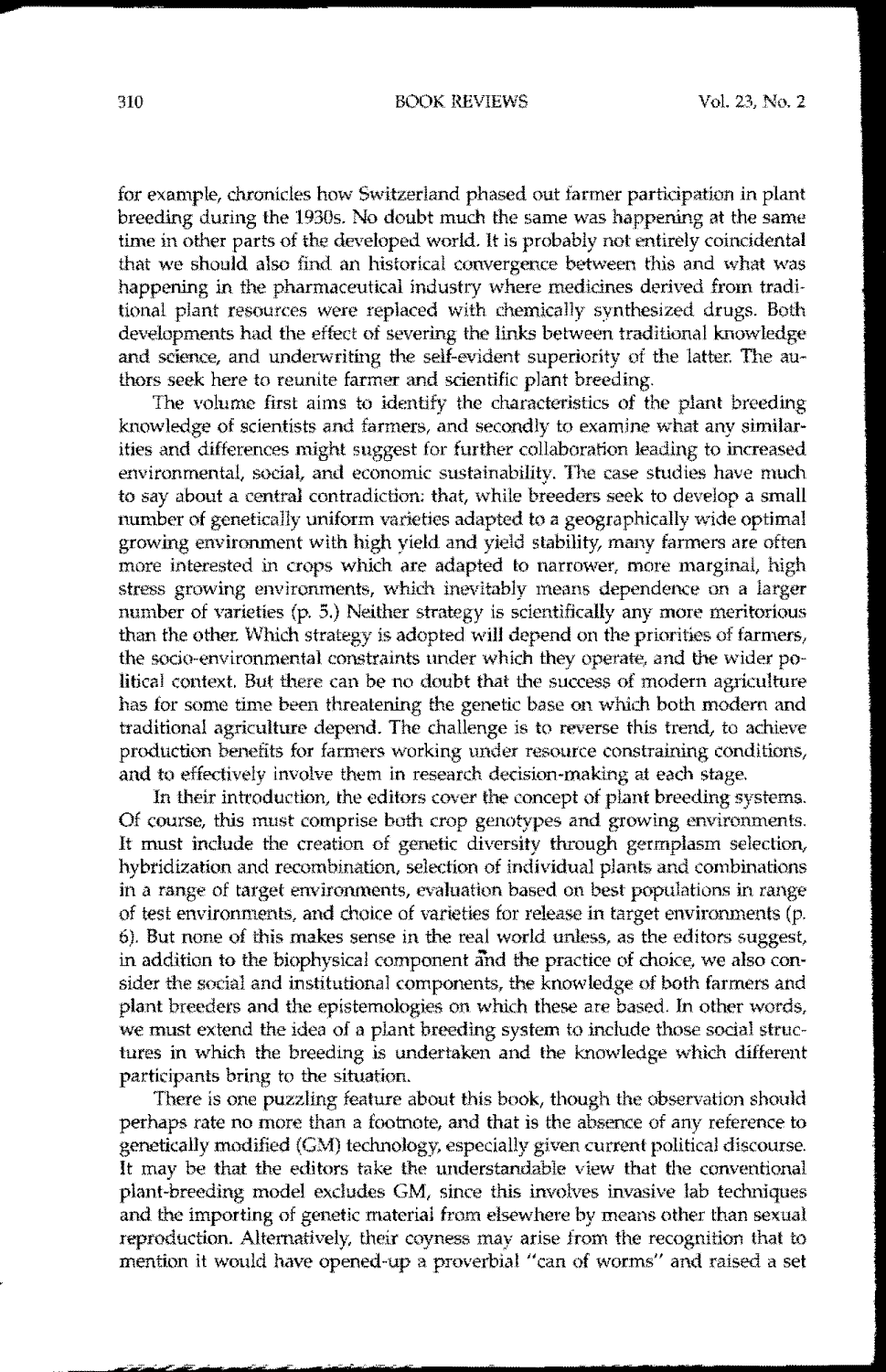for example, chronicles how Switzerland phased out farmer participation in plant breeding during the 1930s. No doubt much the same was happening at the same time in other parts of the developed world. It is probably not entirely coincidental that we should also find an historical convergence between this and what was happening in the pharmaceutical industry where medicines derived from traditional plant resources were replaced with chemically synthesized drugs. Both developments had the effect of severing the links between traditional knowledge and science, and underwriting the self-evident superiority of the latter. The authors seek here to reunite farmer and scientific plant breeding.

The volume first aims to identify the characteristics of the plant breeding knowledge of scientists and farmers, and secondly to examine what any similarities and differences might suggest for further collaboration leading to increased environmental, social, and economic sustainability. The case studies have much to say about a central contradiction: that, while breeders seek to develop a small number of genetically uniform varieties adapted to a geographically wide optimal growing environment with high yield and yield stability, many farmers are often more interested in crops which are adapted to narrower, more marginal, high stress growing environments, which inevitably means dependence on a larger number of varieties (p. 5.) Neither strategy is scientifically any more meritorious than the other. Which strategy is adopted will depend on the priorities of farmers, the socio-environmental constraints under which they operate, and the wider political context. But there can be no doubt that the success of modern agriculture has for some time been threatening the genetic base on which both modern and traditional agriculture depend. The challenge is to reverse this trend, to achieve production benefits for farmers working under resource constraining conditions, and to effectively involve them in research decision-making at each stage.

In their introduction, the editors cover the concept of plant breeding systems. Of course, this must comprise both crop genotypes and growing environments. It must include the creation of genetic diversity through germplasm selection, hybridization and recombination, selection of individual plants and combinations in a range of target environments, evaluation based on best populations in range of test environments, and choice of varieties for release in target environments (p. 6). But none of this makes sense in the real world unless, as the editors suggest, in addition to the biophysical component and the practice of choice, we also consider the social and institutional components, the knowledge of both farmers and plant breeders and the epistemologies on which these are based. In other words, we must extend the idea of a plant breeding system to include those social structures in which the breeding is undertaken and the knowledge which different participants bring to the situation.

There is one puzzling feature about this book, though the observation should perhaps rate no more than a footnote, and that is the absence of any reference to genetically modified (GM) technology, especially given current political discourse. It may be that the editors take the understandable view that the conventional plant-breeding model excludes GM, since this involves invasive lab techniques and the importing of genetic material from elsewhere by means other than sexual reproduction. Alternatively, their coyness may arise from the recognition that to mention it would have opened-up a proverbial "can of worms" and raised a set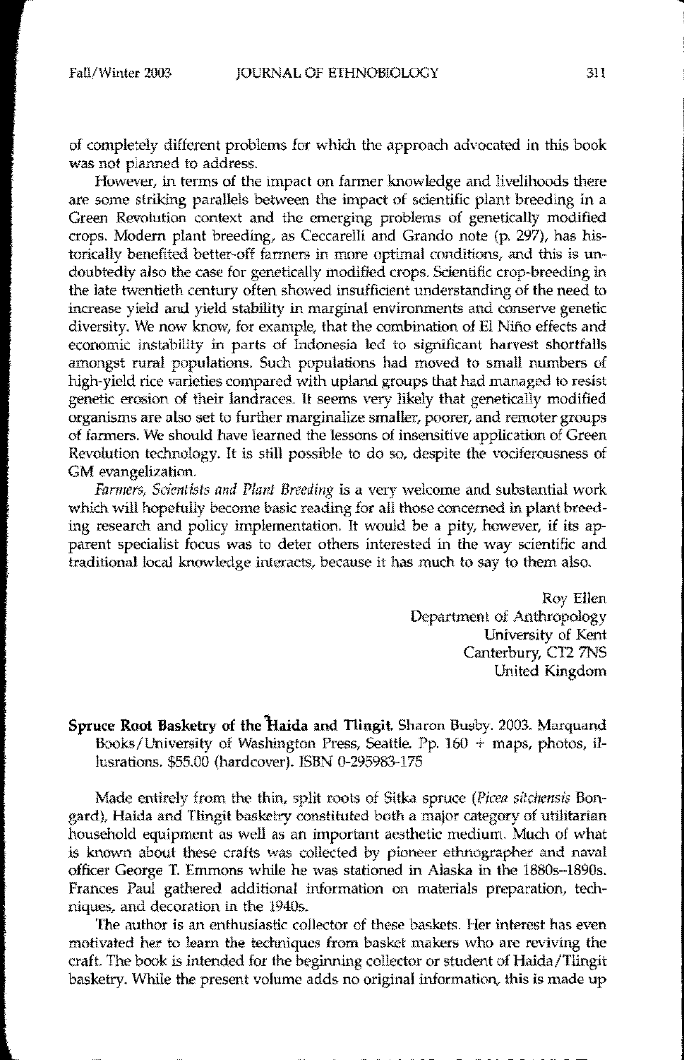of completely different problems for which the approach advocated in this book was not planned to address.

However, in terms of the impact on farmer knowledge and livelihoods there are some striking parallels between the impact of scientific plant breeding in a Green Revolution context and the emerging problems of genetically modified crops. Modern plant breeding, as Ceccarelli and Grando note (p. 297), has historically benefited better-off farmers in more optimal conditions, and this is undoubtedly also the case for genetically modified crops. Scientific crop-breeding in the late twentieth century often showed insufficient understanding of the need to increase yield and yield stability in marginal environments and conserve genetic diversity. We now know, for example, that the combination of El Niño effects and economic instability in parts of Indonesia led to significant harvest shortfalls amongst rural populations. Such populations had moved to small numbers of high-yield rice varieties compared with upland groups that had managed to resist genetic erosion of their landraces. It seems very likely that genetically modified organisms are also set to further marginalize smaller, poorer, and remoter groups of farmers. We should have learned the lessons of insensitive application of Green Revolution technology. It is still possible to do so, despite the vociferousness of GM evangelization.

*Farmers, Scientists and Plant Breeding* is a very welcome and substantial work which will hopefully become basic reading for all those concerned in plant breeding research and policy implementation. It would be a pity, however, if its apparent specialist focus was to deter others interested in the way scientific and traditional local knowledge interacts, because it has much to say to them also.

Roy Ellen
Department of Anthropology
University of Kent
Canterbury, CT2 7NS
United Kingdom

**Spruce Root Basketry of the Haida and Tlingit.** Sharon Busby. 2003. Marquand Books/University of Washington Press, Seattle. Pp. 160 + maps, photos, illusrations. $55.00 (hardcover). ISBN 0-295983-175

Made entirely from the thin, split roots of Sitka spruce (*Picea sitchensis* Bongard), Haida and Tlingit basketry constituted both a major category of utilitarian household equipment as well as an important aesthetic medium. Much of what is known about these crafts was collected by pioneer ethnographer and naval officer George T. Emmons while he was stationed in Alaska in the 1880s–1890s. Frances Paul gathered additional information on materials preparation, techniques, and decoration in the 1940s.

The author is an enthusiastic collector of these baskets. Her interest has even motivated her to learn the techniques from basket makers who are reviving the craft. The book is intended for the beginning collector or student of Haida/Tlingit basketry. While the present volume adds no original information, this is made up